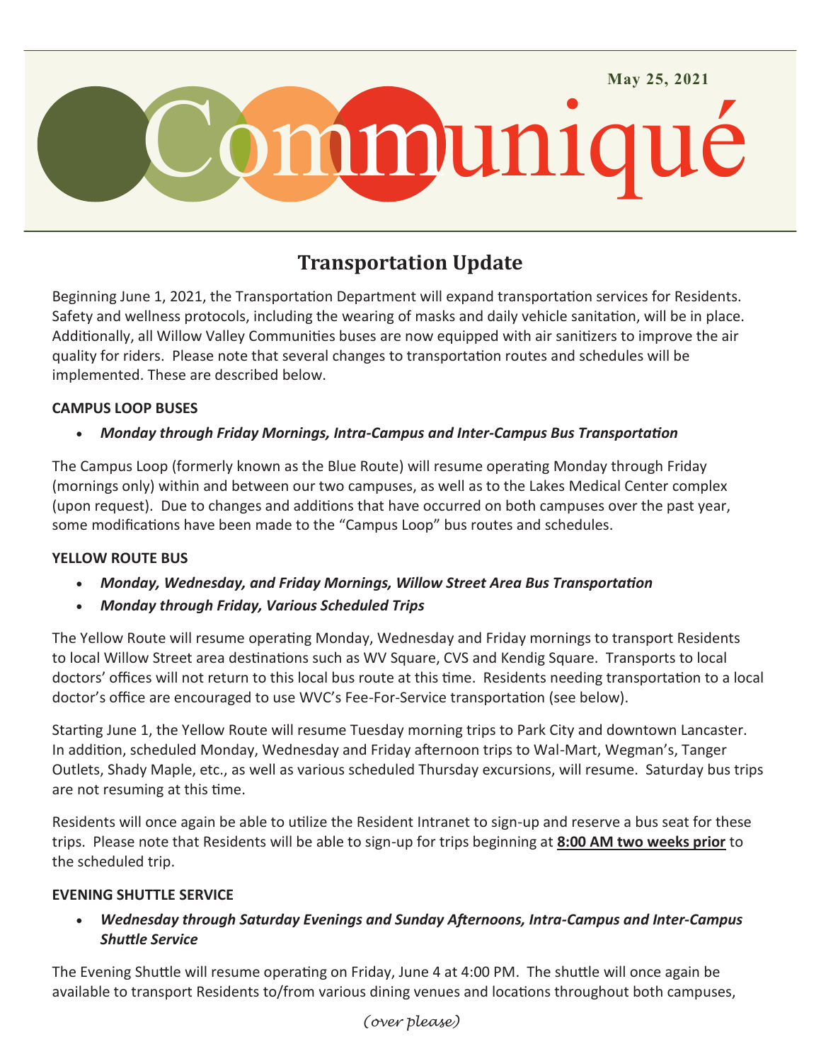May 25, 2021

# Communiqué

## Transportation Update

Beginning June 1, 2021, the Transportation Department will expand transportation services for Residents. Safety and wellness protocols, including the wearing of masks and daily vehicle sanitation, will be in place. Additionally, all Willow Valley Communities buses are now equipped with air sanitizers to improve the air quality for riders. Please note that several changes to transportation routes and schedules will be implemented. These are described below.

**CAMPUS LOOP BUSES**

- ***Monday through Friday Mornings, Intra-Campus and Inter-Campus Bus Transportation***

The Campus Loop (formerly known as the Blue Route) will resume operating Monday through Friday (mornings only) within and between our two campuses, as well as to the Lakes Medical Center complex (upon request). Due to changes and additions that have occurred on both campuses over the past year, some modifications have been made to the "Campus Loop" bus routes and schedules.

**YELLOW ROUTE BUS**

- ***Monday, Wednesday, and Friday Mornings, Willow Street Area Bus Transportation***
- ***Monday through Friday, Various Scheduled Trips***

The Yellow Route will resume operating Monday, Wednesday and Friday mornings to transport Residents to local Willow Street area destinations such as WV Square, CVS and Kendig Square. Transports to local doctors' offices will not return to this local bus route at this time. Residents needing transportation to a local doctor's office are encouraged to use WVC's Fee-For-Service transportation (see below).

Starting June 1, the Yellow Route will resume Tuesday morning trips to Park City and downtown Lancaster. In addition, scheduled Monday, Wednesday and Friday afternoon trips to Wal-Mart, Wegman's, Tanger Outlets, Shady Maple, etc., as well as various scheduled Thursday excursions, will resume. Saturday bus trips are not resuming at this time.

Residents will once again be able to utilize the Resident Intranet to sign-up and reserve a bus seat for these trips. Please note that Residents will be able to sign-up for trips beginning at **8:00 AM two weeks prior** to the scheduled trip.

**EVENING SHUTTLE SERVICE**

- ***Wednesday through Saturday Evenings and Sunday Afternoons, Intra-Campus and Inter-Campus Shuttle Service***

The Evening Shuttle will resume operating on Friday, June 4 at 4:00 PM. The shuttle will once again be available to transport Residents to/from various dining venues and locations throughout both campuses,

*(over please)*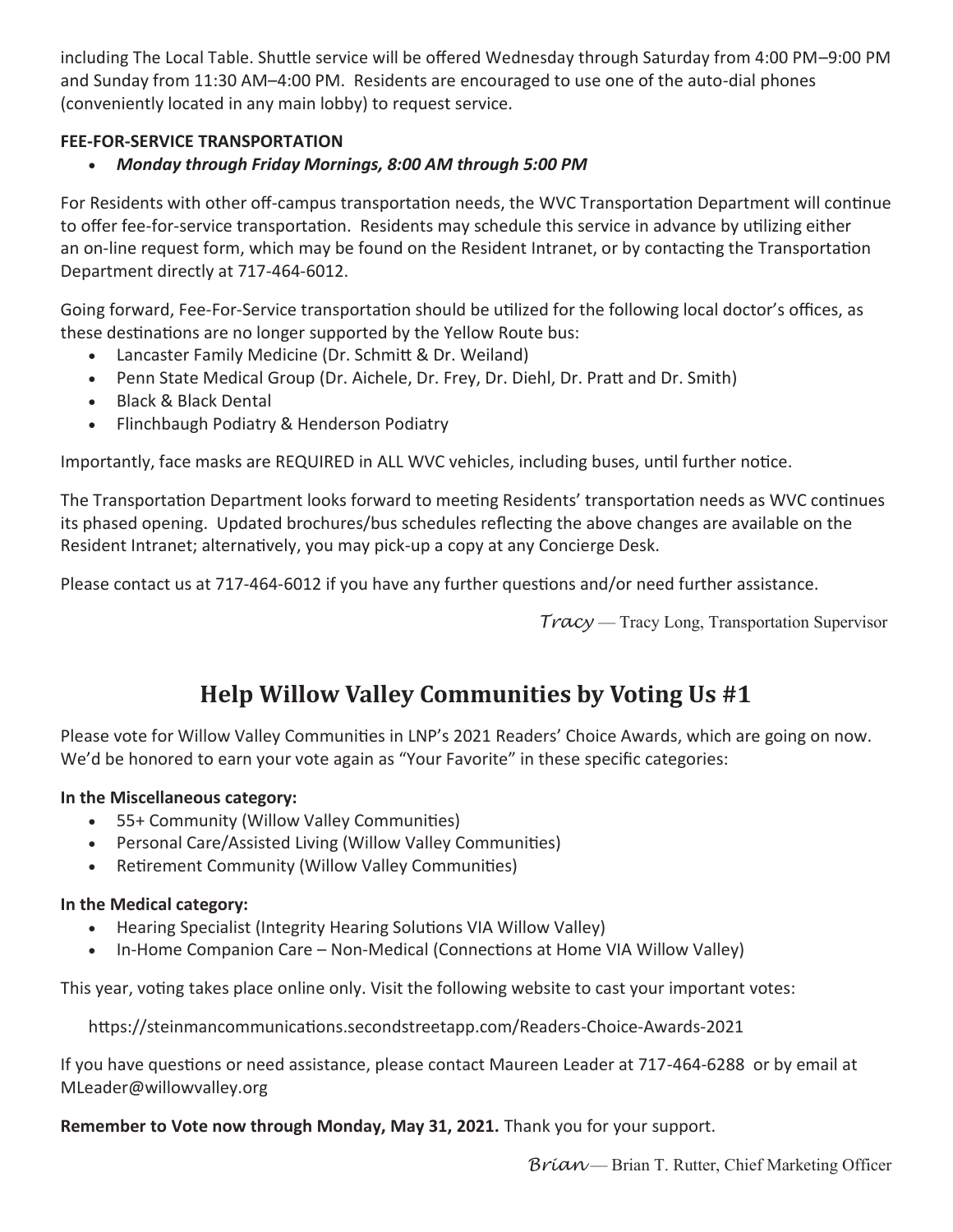including The Local Table. Shuttle service will be offered Wednesday through Saturday from 4:00 PM–9:00 PM and Sunday from 11:30 AM–4:00 PM. Residents are encouraged to use one of the auto-dial phones (conveniently located in any main lobby) to request service.

**FEE-FOR-SERVICE TRANSPORTATION**

- ***Monday through Friday Mornings, 8:00 AM through 5:00 PM***

For Residents with other off-campus transportation needs, the WVC Transportation Department will continue to offer fee-for-service transportation. Residents may schedule this service in advance by utilizing either an on-line request form, which may be found on the Resident Intranet, or by contacting the Transportation Department directly at 717-464-6012.

Going forward, Fee-For-Service transportation should be utilized for the following local doctor's offices, as these destinations are no longer supported by the Yellow Route bus:

- Lancaster Family Medicine (Dr. Schmitt & Dr. Weiland)
- Penn State Medical Group (Dr. Aichele, Dr. Frey, Dr. Diehl, Dr. Pratt and Dr. Smith)
- Black & Black Dental
- Flinchbaugh Podiatry & Henderson Podiatry

Importantly, face masks are REQUIRED in ALL WVC vehicles, including buses, until further notice.

The Transportation Department looks forward to meeting Residents' transportation needs as WVC continues its phased opening. Updated brochures/bus schedules reflecting the above changes are available on the Resident Intranet; alternatively, you may pick-up a copy at any Concierge Desk.

Please contact us at 717-464-6012 if you have any further questions and/or need further assistance.

*Tracy* — Tracy Long, Transportation Supervisor

## Help Willow Valley Communities by Voting Us #1

Please vote for Willow Valley Communities in LNP's 2021 Readers' Choice Awards, which are going on now. We'd be honored to earn your vote again as "Your Favorite" in these specific categories:

**In the Miscellaneous category:**

- 55+ Community (Willow Valley Communities)
- Personal Care/Assisted Living (Willow Valley Communities)
- Retirement Community (Willow Valley Communities)

**In the Medical category:**

- Hearing Specialist (Integrity Hearing Solutions VIA Willow Valley)
- In-Home Companion Care – Non-Medical (Connections at Home VIA Willow Valley)

This year, voting takes place online only. Visit the following website to cast your important votes:

https://steinmancommunications.secondstreetapp.com/Readers-Choice-Awards-2021

If you have questions or need assistance, please contact Maureen Leader at 717-464-6288 or by email at MLeader@willowvalley.org

**Remember to Vote now through Monday, May 31, 2021.** Thank you for your support.

*Brian* — Brian T. Rutter, Chief Marketing Officer